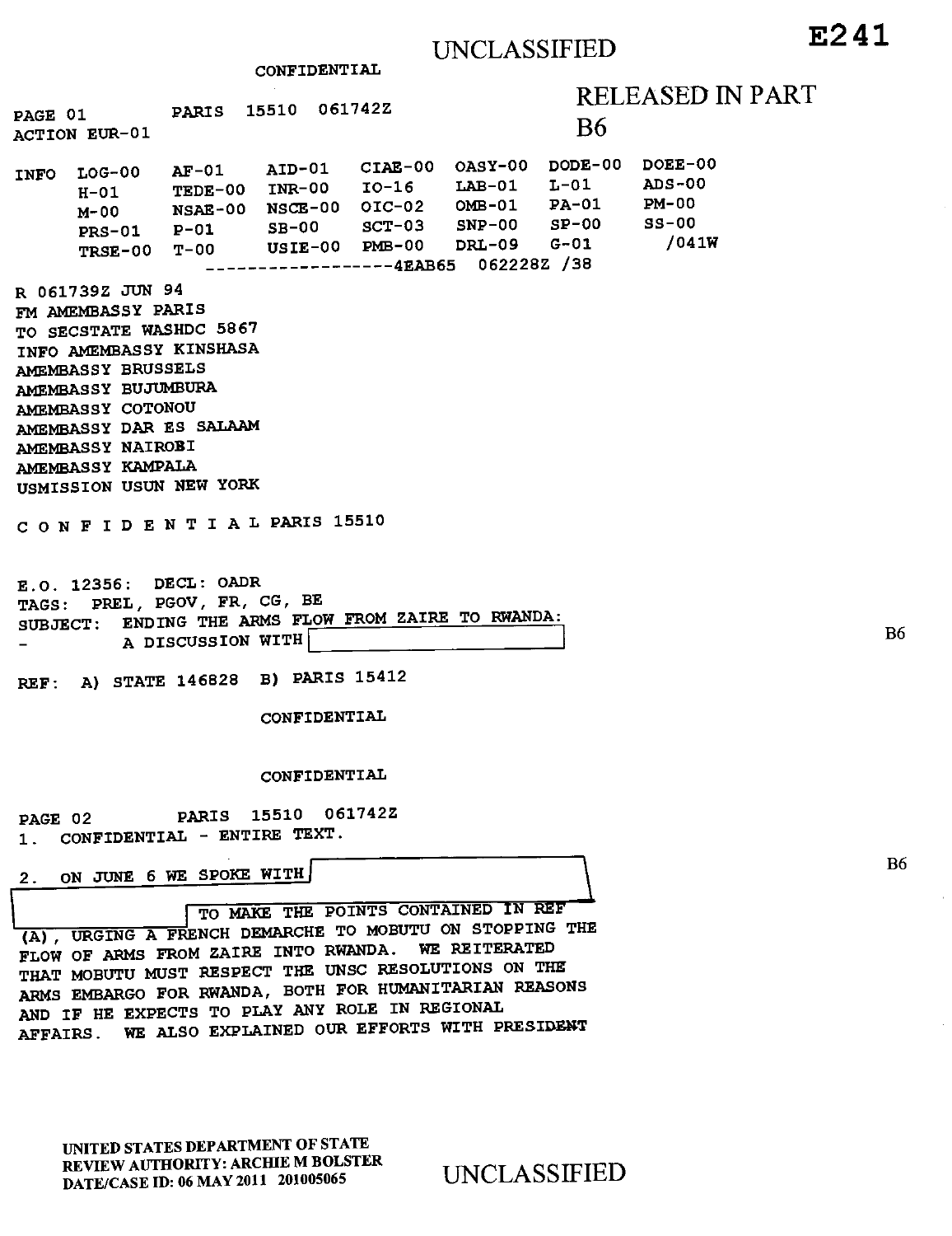UNCLASSIFIED

**E241**

CONFIDENTIAL

RELEASED IN PART
B6

PAGE 01 PARIS 15510 061742Z
ACTION EUR-01

| INFO | LOG-00 | AF-01 | AID-01 | CIAE-00 | OASY-00 | DODE-00 | DOEE-00 |
|---|---|---|---|---|---|---|---|
| | H-01 | TEDE-00 | INR-00 | IO-16 | LAB-01 | L-01 | ADS-00 |
| | M-00 | NSAE-00 | NSCE-00 | OIC-02 | OMB-01 | PA-01 | PM-00 |
| | PRS-01 | P-01 | SB-00 | SCT-03 | SNP-00 | SP-00 | SS-00 |
| | TRSE-00 | T-00 | USIE-00 | PMB-00 | DRL-09 | G-01 | /041W |

------------------4EAB65 062228Z /38

R 061739Z JUN 94
FM AMEMBASSY PARIS
TO SECSTATE WASHDC 5867
INFO AMEMBASSY KINSHASA
AMEMBASSY BRUSSELS
AMEMBASSY BUJUMBURA
AMEMBASSY COTONOU
AMEMBASSY DAR ES SALAAM
AMEMBASSY NAIROBI
AMEMBASSY KAMPALA
USMISSION USUN NEW YORK

C O N F I D E N T I A L PARIS 15510

E.O. 12356: DECL: OADR
TAGS: PREL, PGOV, FR, CG, BE
SUBJECT: ENDING THE ARMS FLOW FROM ZAIRE TO RWANDA:
- A DISCUSSION WITH [B6]

REF: A) STATE 146828 B) PARIS 15412

CONFIDENTIAL

CONFIDENTIAL

PAGE 02 PARIS 15510 061742Z

1. CONFIDENTIAL - ENTIRE TEXT.

2. ON JUNE 6 WE SPOKE WITH [B6] TO MAKE THE POINTS CONTAINED IN REF (A), URGING A FRENCH DEMARCHE TO MOBUTU ON STOPPING THE FLOW OF ARMS FROM ZAIRE INTO RWANDA. WE REITERATED THAT MOBUTU MUST RESPECT THE UNSC RESOLUTIONS ON THE ARMS EMBARGO FOR RWANDA, BOTH FOR HUMANITARIAN REASONS AND IF HE EXPECTS TO PLAY ANY ROLE IN REGIONAL AFFAIRS. WE ALSO EXPLAINED OUR EFFORTS WITH PRESIDENT

UNITED STATES DEPARTMENT OF STATE
REVIEW AUTHORITY: ARCHIE M BOLSTER
DATE/CASE ID: 06 MAY 2011 201005065

UNCLASSIFIED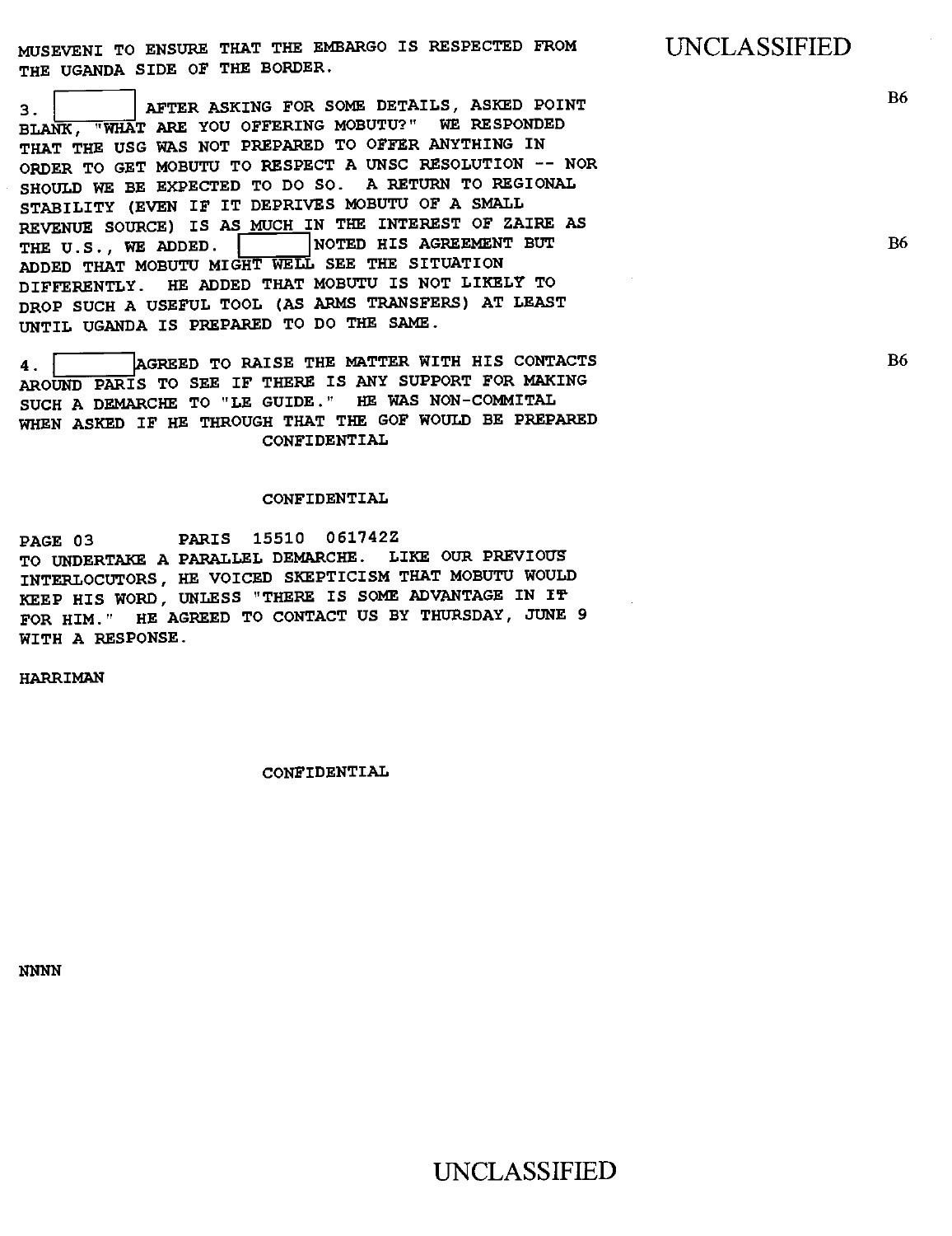MUSEVENI TO ENSURE THAT THE EMBARGO IS RESPECTED FROM THE UGANDA SIDE OF THE BORDER.

3. [ ] AFTER ASKING FOR SOME DETAILS, ASKED POINT BLANK, "WHAT ARE YOU OFFERING MOBUTU?" WE RESPONDED THAT THE USG WAS NOT PREPARED TO OFFER ANYTHING IN ORDER TO GET MOBUTU TO RESPECT A UNSC RESOLUTION -- NOR SHOULD WE BE EXPECTED TO DO SO. A RETURN TO REGIONAL STABILITY (EVEN IF IT DEPRIVES MOBUTU OF A SMALL REVENUE SOURCE) IS AS MUCH IN THE INTEREST OF ZAIRE AS THE U.S., WE ADDED. [ ] NOTED HIS AGREEMENT BUT ADDED THAT MOBUTU MIGHT WELL SEE THE SITUATION DIFFERENTLY. HE ADDED THAT MOBUTU IS NOT LIKELY TO DROP SUCH A USEFUL TOOL (AS ARMS TRANSFERS) AT LEAST UNTIL UGANDA IS PREPARED TO DO THE SAME.

B6

B6

4. [ ] AGREED TO RAISE THE MATTER WITH HIS CONTACTS AROUND PARIS TO SEE IF THERE IS ANY SUPPORT FOR MAKING SUCH A DEMARCHE TO "LE GUIDE." HE WAS NON-COMMITAL WHEN ASKED IF HE THROUGH THAT THE GOF WOULD BE PREPARED

B6

CONFIDENTIAL

CONFIDENTIAL

PAGE 03 PARIS 15510 061742Z

TO UNDERTAKE A PARALLEL DEMARCHE. LIKE OUR PREVIOUS INTERLOCUTORS, HE VOICED SKEPTICISM THAT MOBUTU WOULD KEEP HIS WORD, UNLESS "THERE IS SOME ADVANTAGE IN IT FOR HIM." HE AGREED TO CONTACT US BY THURSDAY, JUNE 9 WITH A RESPONSE.

HARRIMAN

CONFIDENTIAL

NNNN